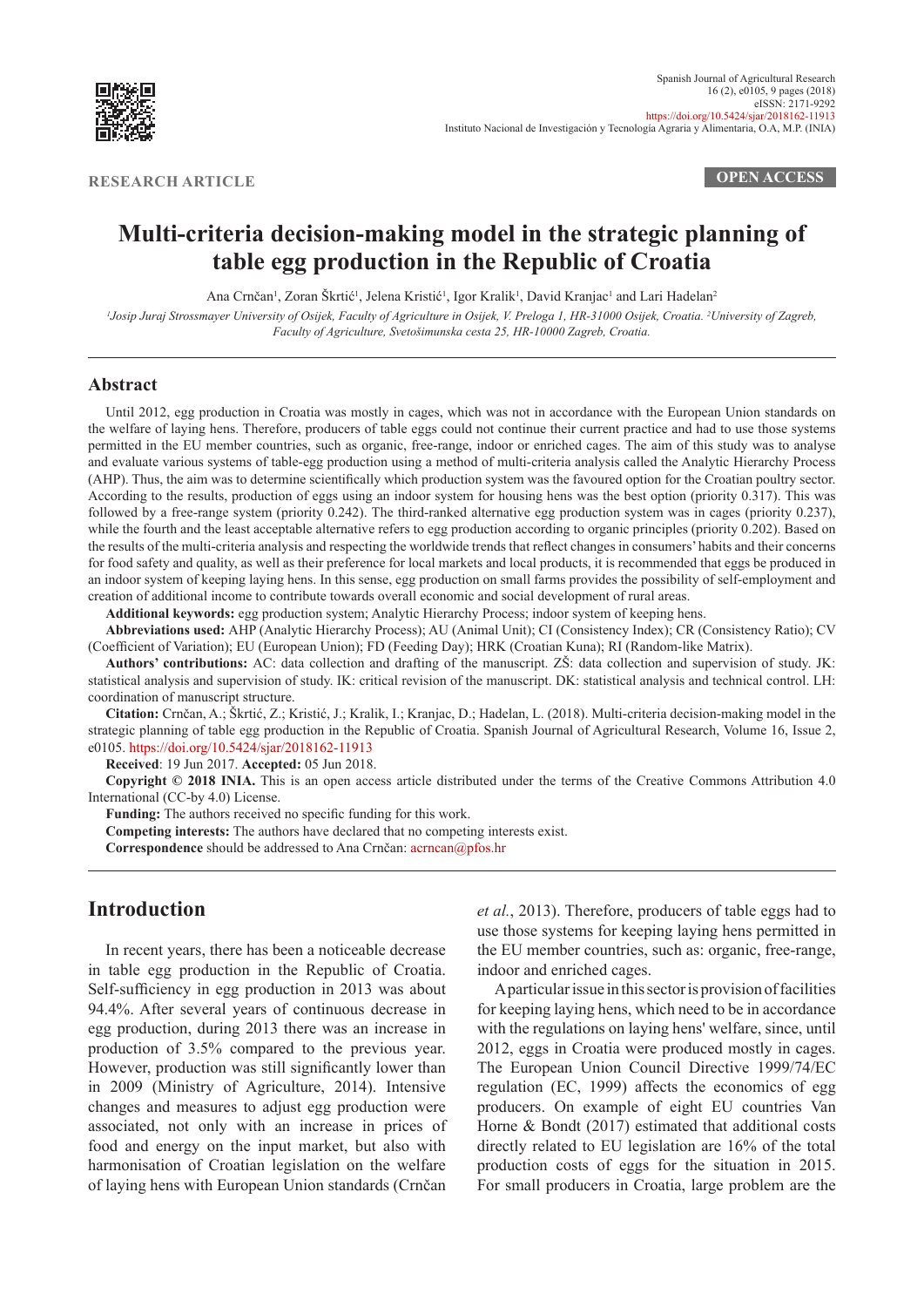RESEARCH ARTICLE

OPEN ACCESS

# Multi-criteria decision-making model in the strategic planning of table egg production in the Republic of Croatia

Ana Crnčan[1], Zoran Škrtić[1], Jelena Kristić[1], Igor Kralik[1], David Kranjac[1] and Lari Hadelan[2]

[1]*Josip Juraj Strossmayer University of Osijek, Faculty of Agriculture in Osijek, V. Preloga 1, HR-31000 Osijek, Croatia.* [2]*University of Zagreb, Faculty of Agriculture, Svetošimunska cesta 25, HR-10000 Zagreb, Croatia.*

## Abstract

Until 2012, egg production in Croatia was mostly in cages, which was not in accordance with the European Union standards on the welfare of laying hens. Therefore, producers of table eggs could not continue their current practice and had to use those systems permitted in the EU member countries, such as organic, free-range, indoor or enriched cages. The aim of this study was to analyse and evaluate various systems of table-egg production using a method of multi-criteria analysis called the Analytic Hierarchy Process (AHP). Thus, the aim was to determine scientifically which production system was the favoured option for the Croatian poultry sector. According to the results, production of eggs using an indoor system for housing hens was the best option (priority 0.317). This was followed by a free-range system (priority 0.242). The third-ranked alternative egg production system was in cages (priority 0.237), while the fourth and the least acceptable alternative refers to egg production according to organic principles (priority 0.202). Based on the results of the multi-criteria analysis and respecting the worldwide trends that reflect changes in consumers' habits and their concerns for food safety and quality, as well as their preference for local markets and local products, it is recommended that eggs be produced in an indoor system of keeping laying hens. In this sense, egg production on small farms provides the possibility of self-employment and creation of additional income to contribute towards overall economic and social development of rural areas.

**Additional keywords:** egg production system; Analytic Hierarchy Process; indoor system of keeping hens.

**Abbreviations used:** AHP (Analytic Hierarchy Process); AU (Animal Unit); CI (Consistency Index); CR (Consistency Ratio); CV (Coefficient of Variation); EU (European Union); FD (Feeding Day); HRK (Croatian Kuna); RI (Random-like Matrix).

**Authors' contributions:** AC: data collection and drafting of the manuscript. ZŠ: data collection and supervision of study. JK: statistical analysis and supervision of study. IK: critical revision of the manuscript. DK: statistical analysis and technical control. LH: coordination of manuscript structure.

**Citation:** Crnčan, A.; Škrtić, Z.; Kristić, J.; Kralik, I.; Kranjac, D.; Hadelan, L. (2018). Multi-criteria decision-making model in the strategic planning of table egg production in the Republic of Croatia. Spanish Journal of Agricultural Research, Volume 16, Issue 2, e0105. https://doi.org/10.5424/sjar/2018162-11913

**Received**: 19 Jun 2017. **Accepted:** 05 Jun 2018.

**Copyright © 2018 INIA.** This is an open access article distributed under the terms of the Creative Commons Attribution 4.0 International (CC-by 4.0) License.

**Funding:** The authors received no specific funding for this work.

**Competing interests:** The authors have declared that no competing interests exist.

**Correspondence** should be addressed to Ana Crnčan: acrncan@pfos.hr

## Introduction

In recent years, there has been a noticeable decrease in table egg production in the Republic of Croatia. Self-sufficiency in egg production in 2013 was about 94.4%. After several years of continuous decrease in egg production, during 2013 there was an increase in production of 3.5% compared to the previous year. However, production was still significantly lower than in 2009 (Ministry of Agriculture, 2014). Intensive changes and measures to adjust egg production were associated, not only with an increase in prices of food and energy on the input market, but also with harmonisation of Croatian legislation on the welfare of laying hens with European Union standards (Crnčan *et al.*, 2013). Therefore, producers of table eggs had to use those systems for keeping laying hens permitted in the EU member countries, such as: organic, free-range, indoor and enriched cages.

A particular issue in this sector is provision of facilities for keeping laying hens, which need to be in accordance with the regulations on laying hens' welfare, since, until 2012, eggs in Croatia were produced mostly in cages. The European Union Council Directive 1999/74/EC regulation (EC, 1999) affects the economics of egg producers. On example of eight EU countries Van Horne & Bondt (2017) estimated that additional costs directly related to EU legislation are 16% of the total production costs of eggs for the situation in 2015. For small producers in Croatia, large problem are the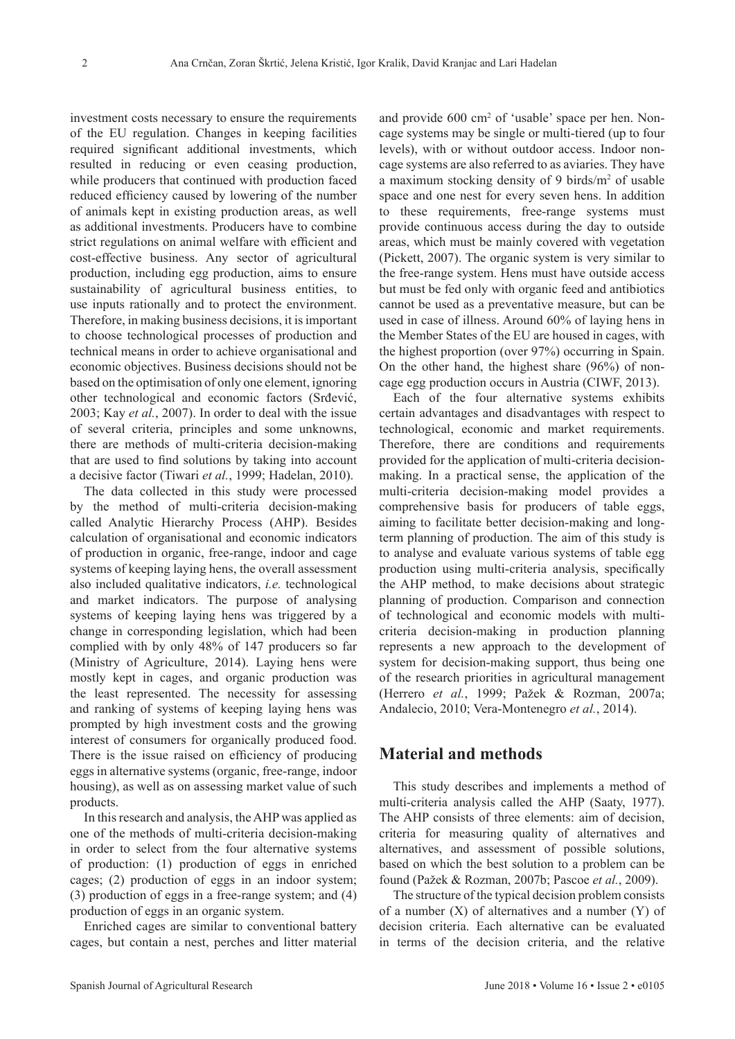investment costs necessary to ensure the requirements of the EU regulation. Changes in keeping facilities required significant additional investments, which resulted in reducing or even ceasing production, while producers that continued with production faced reduced efficiency caused by lowering of the number of animals kept in existing production areas, as well as additional investments. Producers have to combine strict regulations on animal welfare with efficient and cost-effective business. Any sector of agricultural production, including egg production, aims to ensure sustainability of agricultural business entities, to use inputs rationally and to protect the environment. Therefore, in making business decisions, it is important to choose technological processes of production and technical means in order to achieve organisational and economic objectives. Business decisions should not be based on the optimisation of only one element, ignoring other technological and economic factors (Srđević, 2003; Kay *et al.*, 2007). In order to deal with the issue of several criteria, principles and some unknowns, there are methods of multi-criteria decision-making that are used to find solutions by taking into account a decisive factor (Tiwari *et al.*, 1999; Hadelan, 2010).

The data collected in this study were processed by the method of multi-criteria decision-making called Analytic Hierarchy Process (AHP). Besides calculation of organisational and economic indicators of production in organic, free-range, indoor and cage systems of keeping laying hens, the overall assessment also included qualitative indicators, *i.e.* technological and market indicators. The purpose of analysing systems of keeping laying hens was triggered by a change in corresponding legislation, which had been complied with by only 48% of 147 producers so far (Ministry of Agriculture, 2014). Laying hens were mostly kept in cages, and organic production was the least represented. The necessity for assessing and ranking of systems of keeping laying hens was prompted by high investment costs and the growing interest of consumers for organically produced food. There is the issue raised on efficiency of producing eggs in alternative systems (organic, free-range, indoor housing), as well as on assessing market value of such products.

In this research and analysis, the AHP was applied as one of the methods of multi-criteria decision-making in order to select from the four alternative systems of production: (1) production of eggs in enriched cages; (2) production of eggs in an indoor system; (3) production of eggs in a free-range system; and (4) production of eggs in an organic system.

Enriched cages are similar to conventional battery cages, but contain a nest, perches and litter material and provide 600 $cm^2$ of 'usable' space per hen. Non-cage systems may be single or multi-tiered (up to four levels), with or without outdoor access. Indoor non-cage systems are also referred to as aviaries. They have a maximum stocking density of 9 birds/$m^2$ of usable space and one nest for every seven hens. In addition to these requirements, free-range systems must provide continuous access during the day to outside areas, which must be mainly covered with vegetation (Pickett, 2007). The organic system is very similar to the free-range system. Hens must have outside access but must be fed only with organic feed and antibiotics cannot be used as a preventative measure, but can be used in case of illness. Around 60% of laying hens in the Member States of the EU are housed in cages, with the highest proportion (over 97%) occurring in Spain. On the other hand, the highest share (96%) of non-cage egg production occurs in Austria (CIWF, 2013).

Each of the four alternative systems exhibits certain advantages and disadvantages with respect to technological, economic and market requirements. Therefore, there are conditions and requirements provided for the application of multi-criteria decision-making. In a practical sense, the application of the multi-criteria decision-making model provides a comprehensive basis for producers of table eggs, aiming to facilitate better decision-making and long-term planning of production. The aim of this study is to analyse and evaluate various systems of table egg production using multi-criteria analysis, specifically the AHP method, to make decisions about strategic planning of production. Comparison and connection of technological and economic models with multi-criteria decision-making in production planning represents a new approach to the development of system for decision-making support, thus being one of the research priorities in agricultural management (Herrero *et al.*, 1999; Pažek & Rozman, 2007a; Andalecio, 2010; Vera-Montenegro *et al.*, 2014).

## Material and methods

This study describes and implements a method of multi-criteria analysis called the AHP (Saaty, 1977). The AHP consists of three elements: aim of decision, criteria for measuring quality of alternatives and alternatives, and assessment of possible solutions, based on which the best solution to a problem can be found (Pažek & Rozman, 2007b; Pascoe *et al.*, 2009).

The structure of the typical decision problem consists of a number (X) of alternatives and a number (Y) of decision criteria. Each alternative can be evaluated in terms of the decision criteria, and the relative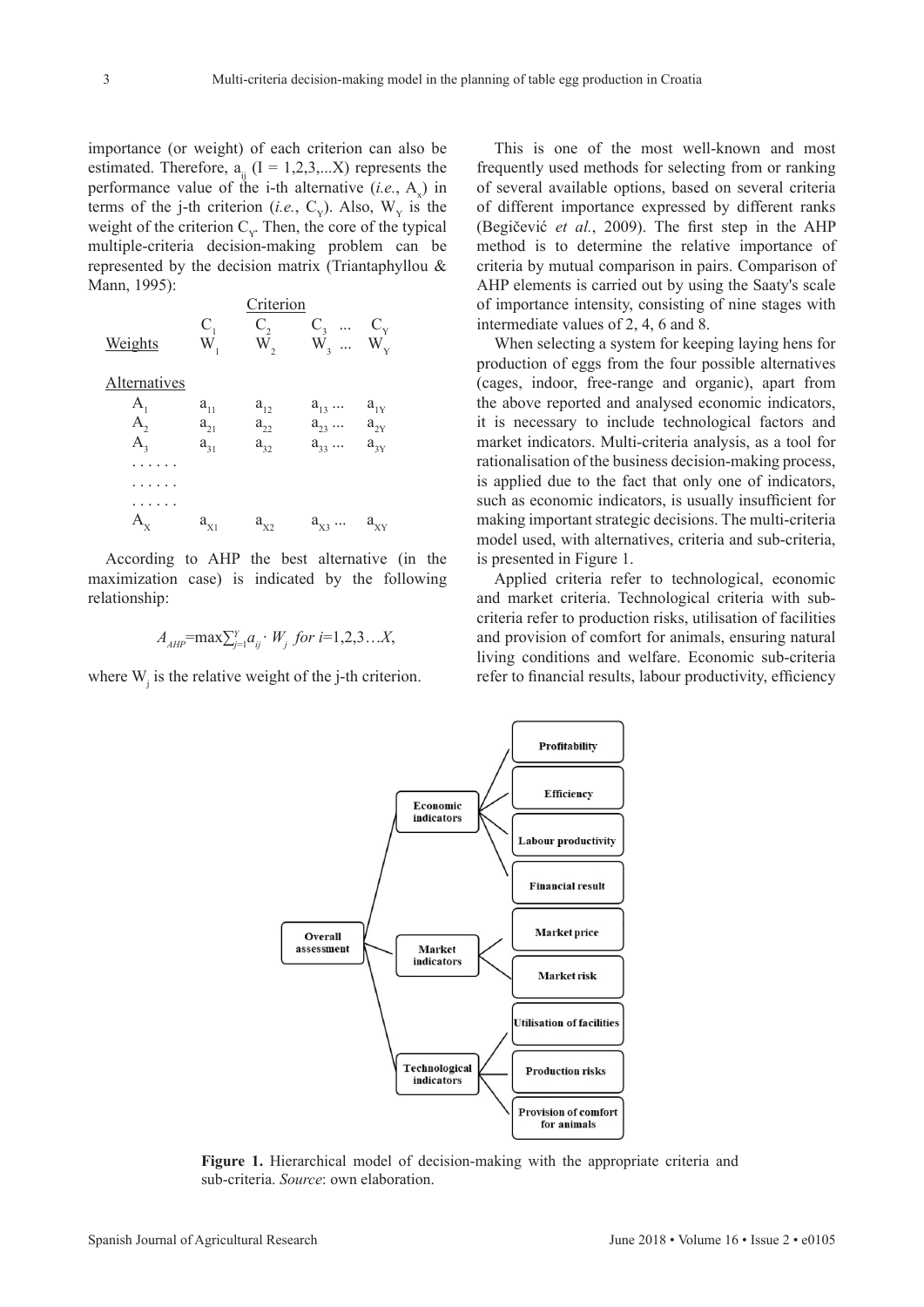importance (or weight) of each criterion can also be estimated. Therefore, $a_{ij}$ (I = 1,2,3,...X) represents the performance value of the i-th alternative (*i.e.*, $A_x$) in terms of the j-th criterion (*i.e.*, $C_Y$). Also, $W_Y$ is the weight of the criterion $C_Y$. Then, the core of the typical multiple-criteria decision-making problem can be represented by the decision matrix (Triantaphyllou & Mann, 1995):

| | Criterion | | | |
|---|---|---|---|---|
| | $C_1$ | $C_2$ | $C_3$ ... | $C_Y$ |
| Weights | $W_1$ | $W_2$ | $W_3$ ... | $W_Y$ |
| Alternatives | | | | |
| $A_1$ | $a_{11}$ | $a_{12}$ | $a_{13}$ ... | $a_{1Y}$ |
| $A_2$ | $a_{21}$ | $a_{22}$ | $a_{23}$ ... | $a_{2Y}$ |
| $A_3$ | $a_{31}$ | $a_{32}$ | $a_{33}$ ... | $a_{3Y}$ |
| ...... | | | | |
| ...... | | | | |
| ...... | | | | |
| $A_X$ | $a_{X1}$ | $a_{X2}$ | $a_{X3}$ ... | $a_{XY}$ |

According to AHP the best alternative (in the maximization case) is indicated by the following relationship:

$$A_{AHP} = \max \sum_{j=1}^{Y} a_{ij} \cdot W_j \;\; for \; i=1,2,3 \ldots X,$$

where $W_j$ is the relative weight of the j-th criterion.

This is one of the most well-known and most frequently used methods for selecting from or ranking of several available options, based on several criteria of different importance expressed by different ranks (Begičević *et al.*, 2009). The first step in the AHP method is to determine the relative importance of criteria by mutual comparison in pairs. Comparison of AHP elements is carried out by using the Saaty's scale of importance intensity, consisting of nine stages with intermediate values of 2, 4, 6 and 8.

When selecting a system for keeping laying hens for production of eggs from the four possible alternatives (cages, indoor, free-range and organic), apart from the above reported and analysed economic indicators, it is necessary to include technological factors and market indicators. Multi-criteria analysis, as a tool for rationalisation of the business decision-making process, is applied due to the fact that only one of indicators, such as economic indicators, is usually insufficient for making important strategic decisions. The multi-criteria model used, with alternatives, criteria and sub-criteria, is presented in Figure 1.

Applied criteria refer to technological, economic and market criteria. Technological criteria with sub-criteria refer to production risks, utilisation of facilities and provision of comfort for animals, ensuring natural living conditions and welfare. Economic sub-criteria refer to financial results, labour productivity, efficiency

Overall assessment
- Economic indicators
  - Profitability
  - Efficiency
  - Labour productivity
  - Financial result
- Market indicators
  - Market price
  - Market risk
- Technological indicators
  - Utilisation of facilities
  - Production risks
  - Provision of comfort for animals

**Figure 1.** Hierarchical model of decision-making with the appropriate criteria and sub-criteria. *Source*: own elaboration.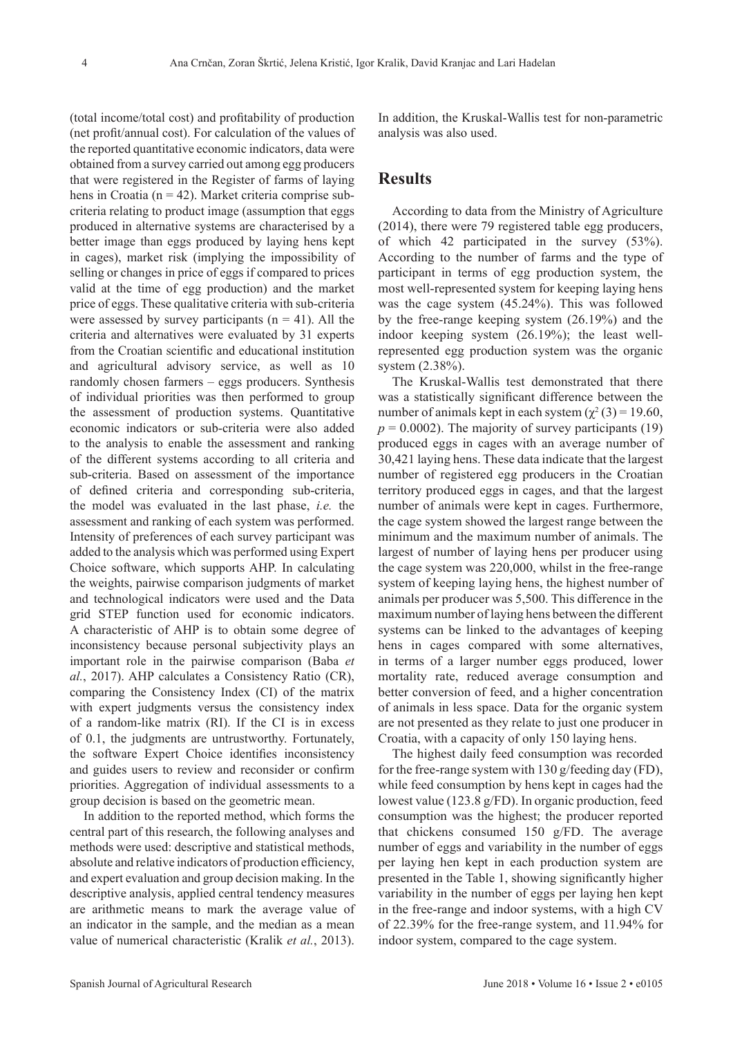(total income/total cost) and profitability of production (net profit/annual cost). For calculation of the values of the reported quantitative economic indicators, data were obtained from a survey carried out among egg producers that were registered in the Register of farms of laying hens in Croatia ($n = 42$). Market criteria comprise sub-criteria relating to product image (assumption that eggs produced in alternative systems are characterised by a better image than eggs produced by laying hens kept in cages), market risk (implying the impossibility of selling or changes in price of eggs if compared to prices valid at the time of egg production) and the market price of eggs. These qualitative criteria with sub-criteria were assessed by survey participants ($n = 41$). All the criteria and alternatives were evaluated by 31 experts from the Croatian scientific and educational institution and agricultural advisory service, as well as 10 randomly chosen farmers – eggs producers. Synthesis of individual priorities was then performed to group the assessment of production systems. Quantitative economic indicators or sub-criteria were also added to the analysis to enable the assessment and ranking of the different systems according to all criteria and sub-criteria. Based on assessment of the importance of defined criteria and corresponding sub-criteria, the model was evaluated in the last phase, *i.e.* the assessment and ranking of each system was performed. Intensity of preferences of each survey participant was added to the analysis which was performed using Expert Choice software, which supports AHP. In calculating the weights, pairwise comparison judgments of market and technological indicators were used and the Data grid STEP function used for economic indicators. A characteristic of AHP is to obtain some degree of inconsistency because personal subjectivity plays an important role in the pairwise comparison (Baba *et al.*, 2017). AHP calculates a Consistency Ratio (CR), comparing the Consistency Index (CI) of the matrix with expert judgments versus the consistency index of a random-like matrix (RI). If the CI is in excess of 0.1, the judgments are untrustworthy. Fortunately, the software Expert Choice identifies inconsistency and guides users to review and reconsider or confirm priorities. Aggregation of individual assessments to a group decision is based on the geometric mean.

In addition to the reported method, which forms the central part of this research, the following analyses and methods were used: descriptive and statistical methods, absolute and relative indicators of production efficiency, and expert evaluation and group decision making. In the descriptive analysis, applied central tendency measures are arithmetic means to mark the average value of an indicator in the sample, and the median as a mean value of numerical characteristic (Kralik *et al.*, 2013). In addition, the Kruskal-Wallis test for non-parametric analysis was also used.

## Results

According to data from the Ministry of Agriculture (2014), there were 79 registered table egg producers, of which 42 participated in the survey (53%). According to the number of farms and the type of participant in terms of egg production system, the most well-represented system for keeping laying hens was the cage system (45.24%). This was followed by the free-range keeping system (26.19%) and the indoor keeping system (26.19%); the least well-represented egg production system was the organic system (2.38%).

The Kruskal-Wallis test demonstrated that there was a statistically significant difference between the number of animals kept in each system ($\chi^2(3) = 19.60$, $p = 0.0002$). The majority of survey participants (19) produced eggs in cages with an average number of 30,421 laying hens. These data indicate that the largest number of registered egg producers in the Croatian territory produced eggs in cages, and that the largest number of animals were kept in cages. Furthermore, the cage system showed the largest range between the minimum and the maximum number of animals. The largest of number of laying hens per producer using the cage system was 220,000, whilst in the free-range system of keeping laying hens, the highest number of animals per producer was 5,500. This difference in the maximum number of laying hens between the different systems can be linked to the advantages of keeping hens in cages compared with some alternatives, in terms of a larger number eggs produced, lower mortality rate, reduced average consumption and better conversion of feed, and a higher concentration of animals in less space. Data for the organic system are not presented as they relate to just one producer in Croatia, with a capacity of only 150 laying hens.

The highest daily feed consumption was recorded for the free-range system with 130 g/feeding day (FD), while feed consumption by hens kept in cages had the lowest value (123.8 g/FD). In organic production, feed consumption was the highest; the producer reported that chickens consumed 150 g/FD. The average number of eggs and variability in the number of eggs per laying hen kept in each production system are presented in the Table 1, showing significantly higher variability in the number of eggs per laying hen kept in the free-range and indoor systems, with a high CV of 22.39% for the free-range system, and 11.94% for indoor system, compared to the cage system.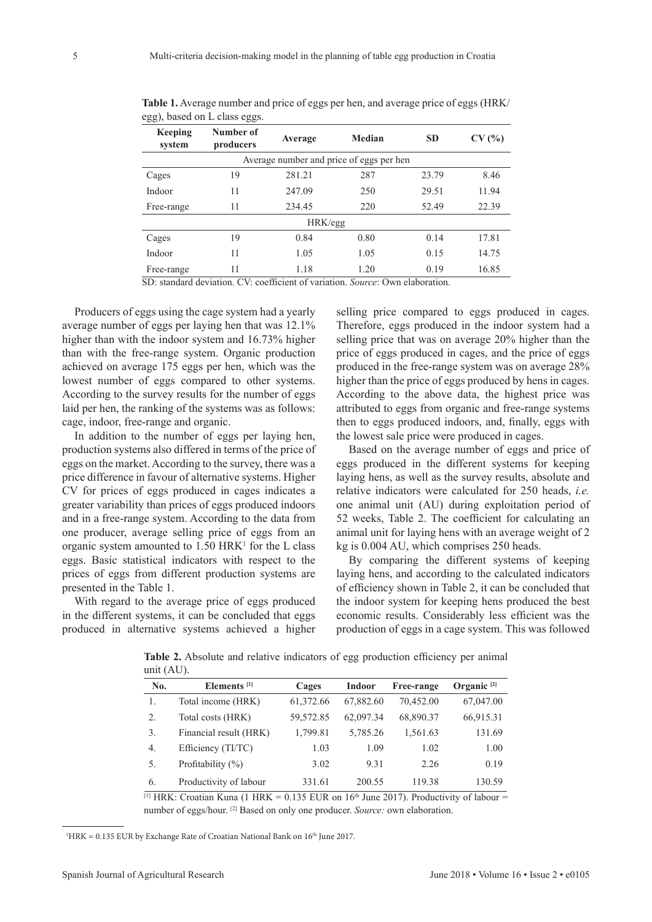**Table 1.** Average number and price of eggs per hen, and average price of eggs (HRK/egg), based on L class eggs.

| Keeping system | Number of producers | Average | Median | SD | CV (%) |
|---|---|---|---|---|---|
| Average number and price of eggs per hen | | | | | |
| Cages | 19 | 281.21 | 287 | 23.79 | 8.46 |
| Indoor | 11 | 247.09 | 250 | 29.51 | 11.94 |
| Free-range | 11 | 234.45 | 220 | 52.49 | 22.39 |
| HRK/egg | | | | | |
| Cages | 19 | 0.84 | 0.80 | 0.14 | 17.81 |
| Indoor | 11 | 1.05 | 1.05 | 0.15 | 14.75 |
| Free-range | 11 | 1.18 | 1.20 | 0.19 | 16.85 |

SD: standard deviation. CV: coefficient of variation. *Source*: Own elaboration.

Producers of eggs using the cage system had a yearly average number of eggs per laying hen that was 12.1% higher than with the indoor system and 16.73% higher than with the free-range system. Organic production achieved on average 175 eggs per hen, which was the lowest number of eggs compared to other systems. According to the survey results for the number of eggs laid per hen, the ranking of the systems was as follows: cage, indoor, free-range and organic.

In addition to the number of eggs per laying hen, production systems also differed in terms of the price of eggs on the market. According to the survey, there was a price difference in favour of alternative systems. Higher CV for prices of eggs produced in cages indicates a greater variability than prices of eggs produced indoors and in a free-range system. According to the data from one producer, average selling price of eggs from an organic system amounted to 1.50 HRK[1] for the L class eggs. Basic statistical indicators with respect to the prices of eggs from different production systems are presented in the Table 1.

With regard to the average price of eggs produced in the different systems, it can be concluded that eggs produced in alternative systems achieved a higher selling price compared to eggs produced in cages. Therefore, eggs produced in the indoor system had a selling price that was on average 20% higher than the price of eggs produced in cages, and the price of eggs produced in the free-range system was on average 28% higher than the price of eggs produced by hens in cages. According to the above data, the highest price was attributed to eggs from organic and free-range systems then to eggs produced indoors, and, finally, eggs with the lowest sale price were produced in cages.

Based on the average number of eggs and price of eggs produced in the different systems for keeping laying hens, as well as the survey results, absolute and relative indicators were calculated for 250 heads, *i.e.* one animal unit (AU) during exploitation period of 52 weeks, Table 2. The coefficient for calculating an animal unit for laying hens with an average weight of 2 kg is 0.004 AU, which comprises 250 heads.

By comparing the different systems of keeping laying hens, and according to the calculated indicators of efficiency shown in Table 2, it can be concluded that the indoor system for keeping hens produced the best economic results. Considerably less efficient was the production of eggs in a cage system. This was followed

**Table 2.** Absolute and relative indicators of egg production efficiency per animal unit (AU).

| No. | Elements [1] | Cages | Indoor | Free-range | Organic [2] |
|---|---|---|---|---|---|
| 1. | Total income (HRK) | 61,372.66 | 67,882.60 | 70,452.00 | 67,047.00 |
| 2. | Total costs (HRK) | 59,572.85 | 62,097.34 | 68,890.37 | 66,915.31 |
| 3. | Financial result (HRK) | 1,799.81 | 5,785.26 | 1,561.63 | 131.69 |
| 4. | Efficiency (TI/TC) | 1.03 | 1.09 | 1.02 | 1.00 |
| 5. | Profitability (%) | 3.02 | 9.31 | 2.26 | 0.19 |
| 6. | Productivity of labour | 331.61 | 200.55 | 119.38 | 130.59 |

[1] HRK: Croatian Kuna (1 HRK = 0.135 EUR on 16th June 2017). Productivity of labour = number of eggs/hour. [2] Based on only one producer. *Source:* own elaboration.

[1] HRK = 0.135 EUR by Exchange Rate of Croatian National Bank on 16th June 2017.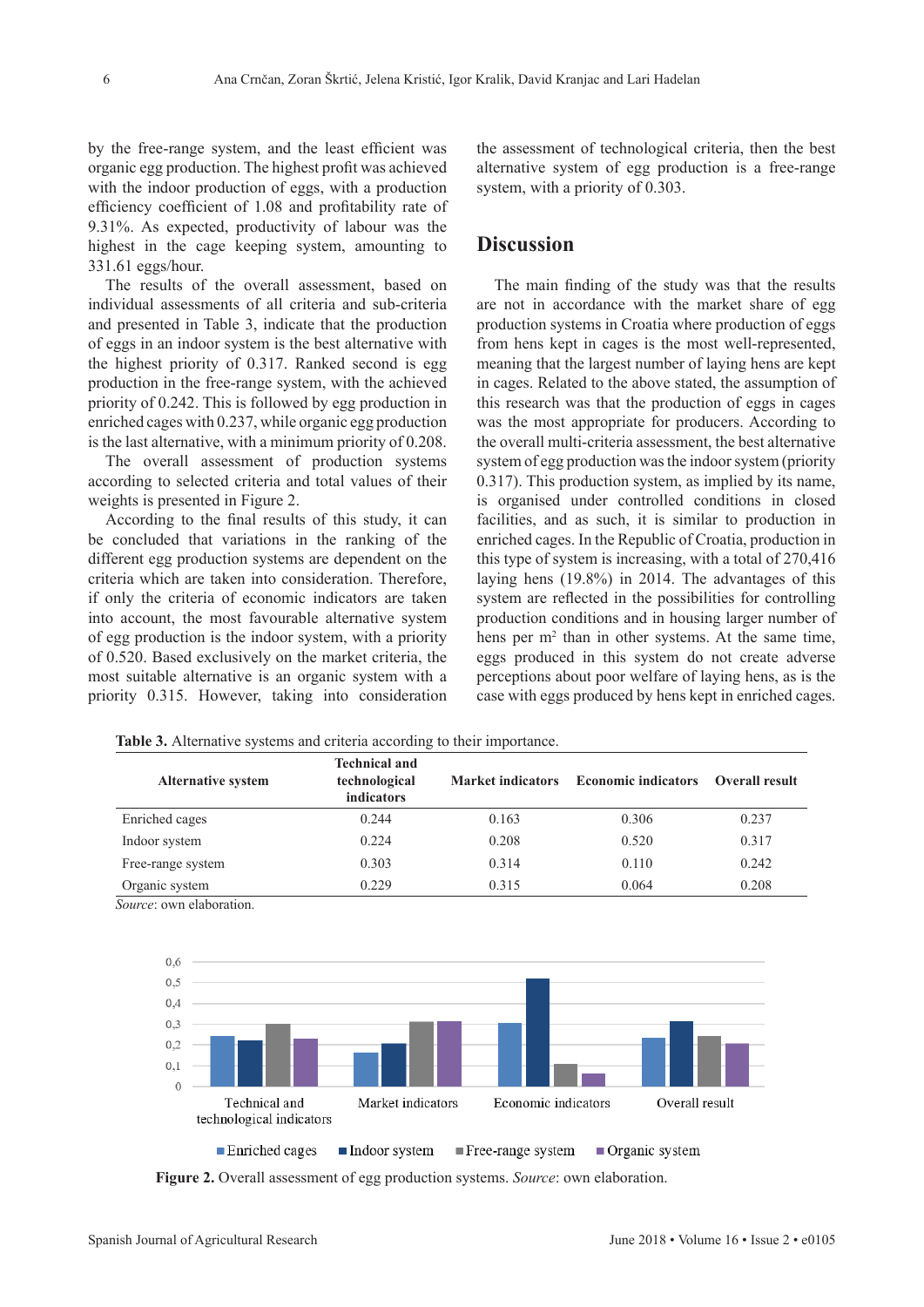by the free-range system, and the least efficient was organic egg production. The highest profit was achieved with the indoor production of eggs, with a production efficiency coefficient of 1.08 and profitability rate of 9.31%. As expected, productivity of labour was the highest in the cage keeping system, amounting to 331.61 eggs/hour.

The results of the overall assessment, based on individual assessments of all criteria and sub-criteria and presented in Table 3, indicate that the production of eggs in an indoor system is the best alternative with the highest priority of 0.317. Ranked second is egg production in the free-range system, with the achieved priority of 0.242. This is followed by egg production in enriched cages with 0.237, while organic egg production is the last alternative, with a minimum priority of 0.208.

The overall assessment of production systems according to selected criteria and total values of their weights is presented in Figure 2.

According to the final results of this study, it can be concluded that variations in the ranking of the different egg production systems are dependent on the criteria which are taken into consideration. Therefore, if only the criteria of economic indicators are taken into account, the most favourable alternative system of egg production is the indoor system, with a priority of 0.520. Based exclusively on the market criteria, the most suitable alternative is an organic system with a priority 0.315. However, taking into consideration the assessment of technological criteria, then the best alternative system of egg production is a free-range system, with a priority of 0.303.

## Discussion

The main finding of the study was that the results are not in accordance with the market share of egg production systems in Croatia where production of eggs from hens kept in cages is the most well-represented, meaning that the largest number of laying hens are kept in cages. Related to the above stated, the assumption of this research was that the production of eggs in cages was the most appropriate for producers. According to the overall multi-criteria assessment, the best alternative system of egg production was the indoor system (priority 0.317). This production system, as implied by its name, is organised under controlled conditions in closed facilities, and as such, it is similar to production in enriched cages. In the Republic of Croatia, production in this type of system is increasing, with a total of 270,416 laying hens (19.8%) in 2014. The advantages of this system are reflected in the possibilities for controlling production conditions and in housing larger number of hens per m$^2$ than in other systems. At the same time, eggs produced in this system do not create adverse perceptions about poor welfare of laying hens, as is the case with eggs produced by hens kept in enriched cages.

**Table 3.** Alternative systems and criteria according to their importance.

| Alternative system | Technical and technological indicators | Market indicators | Economic indicators | Overall result |
|---|---|---|---|---|
| Enriched cages | 0.244 | 0.163 | 0.306 | 0.237 |
| Indoor system | 0.224 | 0.208 | 0.520 | 0.317 |
| Free-range system | 0.303 | 0.314 | 0.110 | 0.242 |
| Organic system | 0.229 | 0.315 | 0.064 | 0.208 |

*Source*: own elaboration.

**Figure 2.** Overall assessment of egg production systems. *Source*: own elaboration.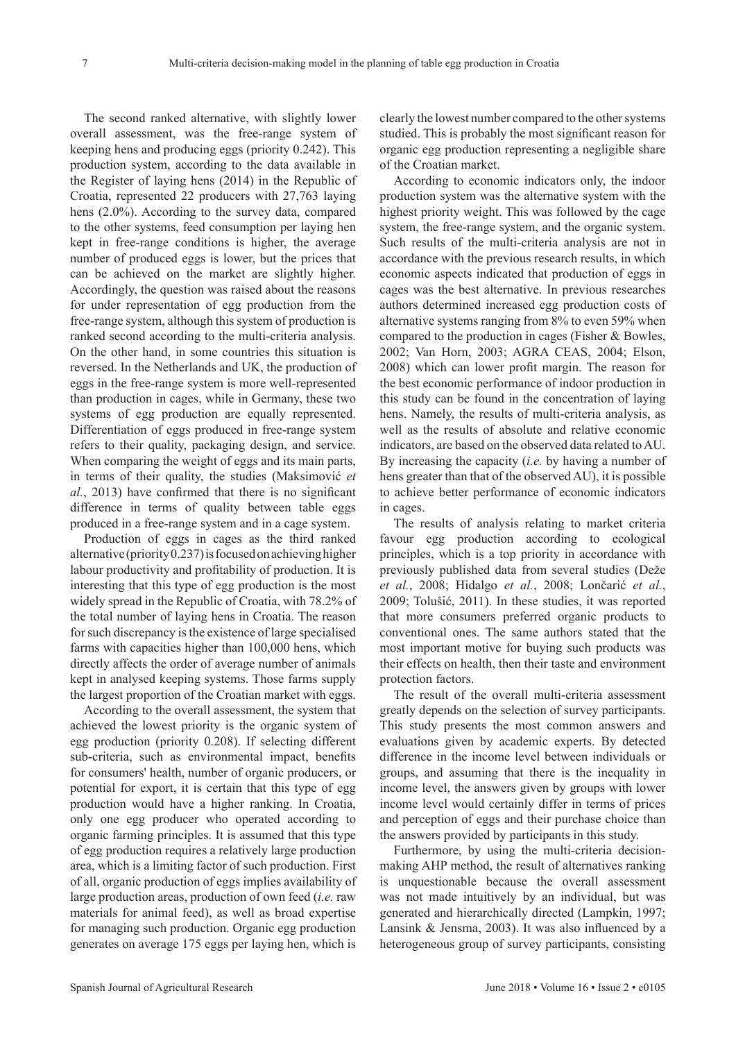The second ranked alternative, with slightly lower overall assessment, was the free-range system of keeping hens and producing eggs (priority 0.242). This production system, according to the data available in the Register of laying hens (2014) in the Republic of Croatia, represented 22 producers with 27,763 laying hens (2.0%). According to the survey data, compared to the other systems, feed consumption per laying hen kept in free-range conditions is higher, the average number of produced eggs is lower, but the prices that can be achieved on the market are slightly higher. Accordingly, the question was raised about the reasons for under representation of egg production from the free-range system, although this system of production is ranked second according to the multi-criteria analysis. On the other hand, in some countries this situation is reversed. In the Netherlands and UK, the production of eggs in the free-range system is more well-represented than production in cages, while in Germany, these two systems of egg production are equally represented. Differentiation of eggs produced in free-range system refers to their quality, packaging design, and service. When comparing the weight of eggs and its main parts, in terms of their quality, the studies (Maksimović *et al.*, 2013) have confirmed that there is no significant difference in terms of quality between table eggs produced in a free-range system and in a cage system.

Production of eggs in cages as the third ranked alternative (priority 0.237) is focused on achieving higher labour productivity and profitability of production. It is interesting that this type of egg production is the most widely spread in the Republic of Croatia, with 78.2% of the total number of laying hens in Croatia. The reason for such discrepancy is the existence of large specialised farms with capacities higher than 100,000 hens, which directly affects the order of average number of animals kept in analysed keeping systems. Those farms supply the largest proportion of the Croatian market with eggs.

According to the overall assessment, the system that achieved the lowest priority is the organic system of egg production (priority 0.208). If selecting different sub-criteria, such as environmental impact, benefits for consumers' health, number of organic producers, or potential for export, it is certain that this type of egg production would have a higher ranking. In Croatia, only one egg producer who operated according to organic farming principles. It is assumed that this type of egg production requires a relatively large production area, which is a limiting factor of such production. First of all, organic production of eggs implies availability of large production areas, production of own feed (*i.e.* raw materials for animal feed), as well as broad expertise for managing such production. Organic egg production generates on average 175 eggs per laying hen, which is clearly the lowest number compared to the other systems studied. This is probably the most significant reason for organic egg production representing a negligible share of the Croatian market.

According to economic indicators only, the indoor production system was the alternative system with the highest priority weight. This was followed by the cage system, the free-range system, and the organic system. Such results of the multi-criteria analysis are not in accordance with the previous research results, in which economic aspects indicated that production of eggs in cages was the best alternative. In previous researches authors determined increased egg production costs of alternative systems ranging from 8% to even 59% when compared to the production in cages (Fisher & Bowles, 2002; Van Horn, 2003; AGRA CEAS, 2004; Elson, 2008) which can lower profit margin. The reason for the best economic performance of indoor production in this study can be found in the concentration of laying hens. Namely, the results of multi-criteria analysis, as well as the results of absolute and relative economic indicators, are based on the observed data related to AU. By increasing the capacity (*i.e.* by having a number of hens greater than that of the observed AU), it is possible to achieve better performance of economic indicators in cages.

The results of analysis relating to market criteria favour egg production according to ecological principles, which is a top priority in accordance with previously published data from several studies (Deže *et al.*, 2008; Hidalgo *et al.*, 2008; Lončarić *et al.*, 2009; Tolušić, 2011). In these studies, it was reported that more consumers preferred organic products to conventional ones. The same authors stated that the most important motive for buying such products was their effects on health, then their taste and environment protection factors.

The result of the overall multi-criteria assessment greatly depends on the selection of survey participants. This study presents the most common answers and evaluations given by academic experts. By detected difference in the income level between individuals or groups, and assuming that there is the inequality in income level, the answers given by groups with lower income level would certainly differ in terms of prices and perception of eggs and their purchase choice than the answers provided by participants in this study.

Furthermore, by using the multi-criteria decision-making AHP method, the result of alternatives ranking is unquestionable because the overall assessment was not made intuitively by an individual, but was generated and hierarchically directed (Lampkin, 1997; Lansink & Jensma, 2003). It was also influenced by a heterogeneous group of survey participants, consisting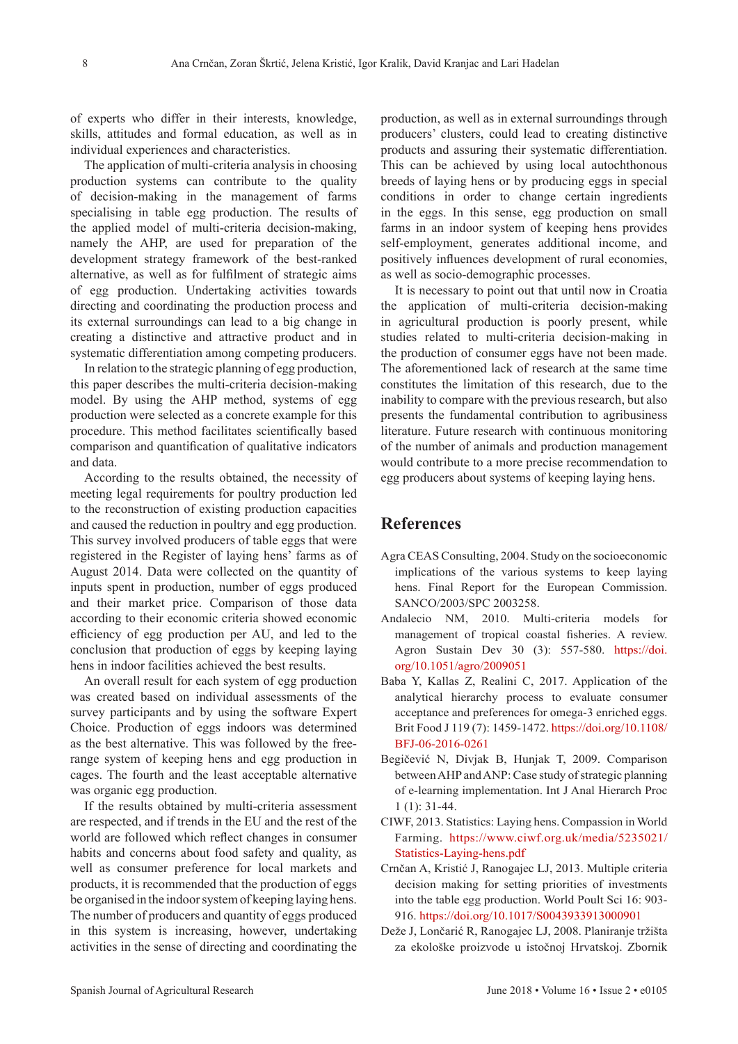of experts who differ in their interests, knowledge, skills, attitudes and formal education, as well as in individual experiences and characteristics.

The application of multi-criteria analysis in choosing production systems can contribute to the quality of decision-making in the management of farms specialising in table egg production. The results of the applied model of multi-criteria decision-making, namely the AHP, are used for preparation of the development strategy framework of the best-ranked alternative, as well as for fulfilment of strategic aims of egg production. Undertaking activities towards directing and coordinating the production process and its external surroundings can lead to a big change in creating a distinctive and attractive product and in systematic differentiation among competing producers.

In relation to the strategic planning of egg production, this paper describes the multi-criteria decision-making model. By using the AHP method, systems of egg production were selected as a concrete example for this procedure. This method facilitates scientifically based comparison and quantification of qualitative indicators and data.

According to the results obtained, the necessity of meeting legal requirements for poultry production led to the reconstruction of existing production capacities and caused the reduction in poultry and egg production. This survey involved producers of table eggs that were registered in the Register of laying hens' farms as of August 2014. Data were collected on the quantity of inputs spent in production, number of eggs produced and their market price. Comparison of those data according to their economic criteria showed economic efficiency of egg production per AU, and led to the conclusion that production of eggs by keeping laying hens in indoor facilities achieved the best results.

An overall result for each system of egg production was created based on individual assessments of the survey participants and by using the software Expert Choice. Production of eggs indoors was determined as the best alternative. This was followed by the free-range system of keeping hens and egg production in cages. The fourth and the least acceptable alternative was organic egg production.

If the results obtained by multi-criteria assessment are respected, and if trends in the EU and the rest of the world are followed which reflect changes in consumer habits and concerns about food safety and quality, as well as consumer preference for local markets and products, it is recommended that the production of eggs be organised in the indoor system of keeping laying hens. The number of producers and quantity of eggs produced in this system is increasing, however, undertaking activities in the sense of directing and coordinating the production, as well as in external surroundings through producers' clusters, could lead to creating distinctive products and assuring their systematic differentiation. This can be achieved by using local autochthonous breeds of laying hens or by producing eggs in special conditions in order to change certain ingredients in the eggs. In this sense, egg production on small farms in an indoor system of keeping hens provides self-employment, generates additional income, and positively influences development of rural economies, as well as socio-demographic processes.

It is necessary to point out that until now in Croatia the application of multi-criteria decision-making in agricultural production is poorly present, while studies related to multi-criteria decision-making in the production of consumer eggs have not been made. The aforementioned lack of research at the same time constitutes the limitation of this research, due to the inability to compare with the previous research, but also presents the fundamental contribution to agribusiness literature. Future research with continuous monitoring of the number of animals and production management would contribute to a more precise recommendation to egg producers about systems of keeping laying hens.

## References

Agra CEAS Consulting, 2004. Study on the socioeconomic implications of the various systems to keep laying hens. Final Report for the European Commission. SANCO/2003/SPC 2003258.

Andalecio NM, 2010. Multi-criteria models for management of tropical coastal fisheries. A review. Agron Sustain Dev 30 (3): 557-580. https://doi.org/10.1051/agro/2009051

Baba Y, Kallas Z, Realini C, 2017. Application of the analytical hierarchy process to evaluate consumer acceptance and preferences for omega-3 enriched eggs. Brit Food J 119 (7): 1459-1472. https://doi.org/10.1108/BFJ-06-2016-0261

Begičević N, Divjak B, Hunjak T, 2009. Comparison between AHP and ANP: Case study of strategic planning of e-learning implementation. Int J Anal Hierarch Proc 1 (1): 31-44.

CIWF, 2013. Statistics: Laying hens. Compassion in World Farming. https://www.ciwf.org.uk/media/5235021/Statistics-Laying-hens.pdf

Crnčan A, Kristić J, Ranogajec LJ, 2013. Multiple criteria decision making for setting priorities of investments into the table egg production. World Poult Sci 16: 903-916. https://doi.org/10.1017/S0043933913000901

Deže J, Lončarić R, Ranogajec LJ, 2008. Planiranje tržišta za ekološke proizvode u istočnoj Hrvatskoj. Zbornik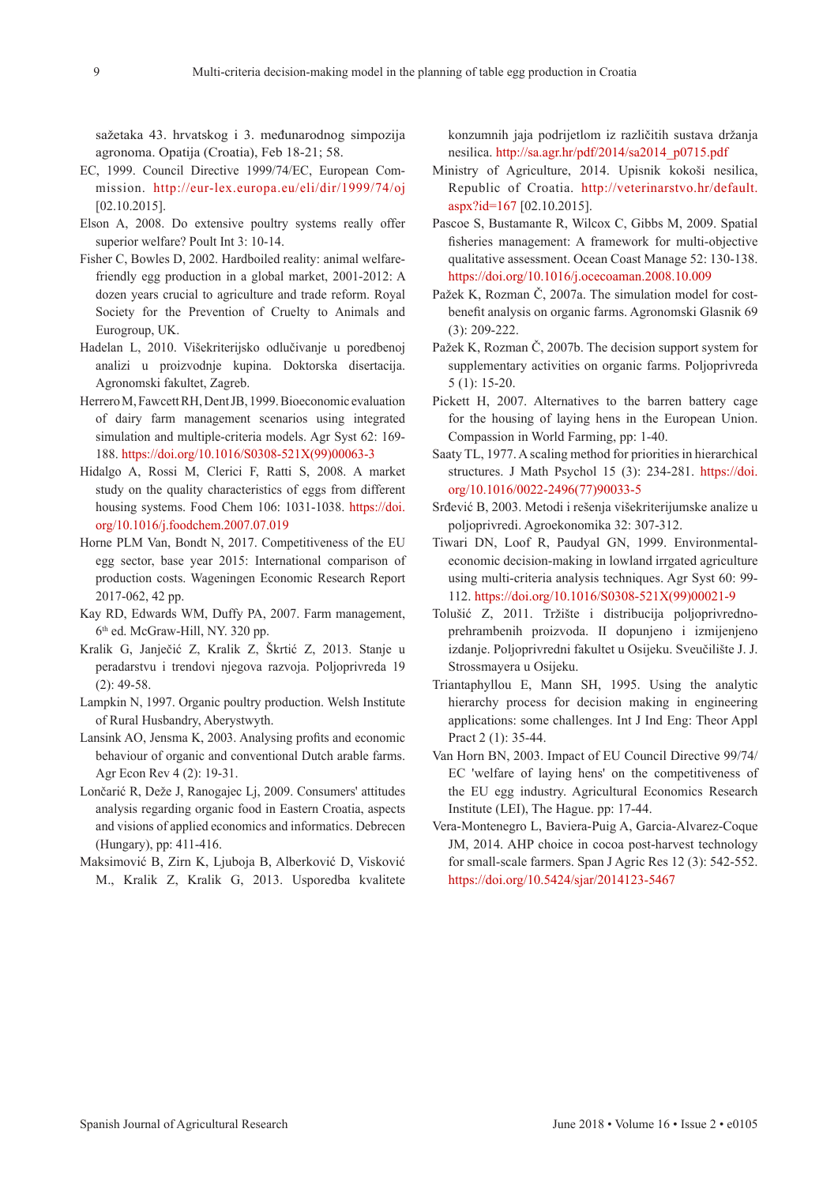sažetaka 43. hrvatskog i 3. međunarodnog simpozija agronoma. Opatija (Croatia), Feb 18-21; 58.

EC, 1999. Council Directive 1999/74/EC, European Commission. http://eur-lex.europa.eu/eli/dir/1999/74/oj [02.10.2015].

Elson A, 2008. Do extensive poultry systems really offer superior welfare? Poult Int 3: 10-14.

Fisher C, Bowles D, 2002. Hardboiled reality: animal welfare-friendly egg production in a global market, 2001-2012: A dozen years crucial to agriculture and trade reform. Royal Society for the Prevention of Cruelty to Animals and Eurogroup, UK.

Hadelan L, 2010. Višekriterijsko odlučivanje u poredbenoj analizi u proizvodnje kupina. Doktorska disertacija. Agronomski fakultet, Zagreb.

Herrero M, Fawcett RH, Dent JB, 1999. Bioeconomic evaluation of dairy farm management scenarios using integrated simulation and multiple-criteria models. Agr Syst 62: 169-188. https://doi.org/10.1016/S0308-521X(99)00063-3

Hidalgo A, Rossi M, Clerici F, Ratti S, 2008. A market study on the quality characteristics of eggs from different housing systems. Food Chem 106: 1031-1038. https://doi.org/10.1016/j.foodchem.2007.07.019

Horne PLM Van, Bondt N, 2017. Competitiveness of the EU egg sector, base year 2015: International comparison of production costs. Wageningen Economic Research Report 2017-062, 42 pp.

Kay RD, Edwards WM, Duffy PA, 2007. Farm management, 6th ed. McGraw-Hill, NY. 320 pp.

Kralik G, Janječić Z, Kralik Z, Škrtić Z, 2013. Stanje u peradarstvu i trendovi njegova razvoja. Poljoprivreda 19 (2): 49-58.

Lampkin N, 1997. Organic poultry production. Welsh Institute of Rural Husbandry, Aberystwyth.

Lansink AO, Jensma K, 2003. Analysing profits and economic behaviour of organic and conventional Dutch arable farms. Agr Econ Rev 4 (2): 19-31.

Lončarić R, Deže J, Ranogajec Lj, 2009. Consumers' attitudes analysis regarding organic food in Eastern Croatia, aspects and visions of applied economics and informatics. Debrecen (Hungary), pp: 411-416.

Maksimović B, Zirn K, Ljuboja B, Alberković D, Visković M., Kralik Z, Kralik G, 2013. Usporedba kvalitete konzumnih jaja podrijetlom iz različitih sustava držanja nesilica. http://sa.agr.hr/pdf/2014/sa2014_p0715.pdf

Ministry of Agriculture, 2014. Upisnik kokoši nesilica, Republic of Croatia. http://veterinarstvo.hr/default.aspx?id=167 [02.10.2015].

Pascoe S, Bustamante R, Wilcox C, Gibbs M, 2009. Spatial fisheries management: A framework for multi-objective qualitative assessment. Ocean Coast Manage 52: 130-138. https://doi.org/10.1016/j.ocecoaman.2008.10.009

Pažek K, Rozman Č, 2007a. The simulation model for cost-benefit analysis on organic farms. Agronomski Glasnik 69 (3): 209-222.

Pažek K, Rozman Č, 2007b. The decision support system for supplementary activities on organic farms. Poljoprivreda 5 (1): 15-20.

Pickett H, 2007. Alternatives to the barren battery cage for the housing of laying hens in the European Union. Compassion in World Farming, pp: 1-40.

Saaty TL, 1977. A scaling method for priorities in hierarchical structures. J Math Psychol 15 (3): 234-281. https://doi.org/10.1016/0022-2496(77)90033-5

Srđević B, 2003. Metodi i rešenja višekriterijumske analize u poljoprivredi. Agroekonomika 32: 307-312.

Tiwari DN, Loof R, Paudyal GN, 1999. Environmental-economic decision-making in lowland irrgated agriculture using multi-criteria analysis techniques. Agr Syst 60: 99-112. https://doi.org/10.1016/S0308-521X(99)00021-9

Tolušić Z, 2011. Tržište i distribucija poljoprivredno-prehrambenih proizvoda. II dopunjeno i izmijenjeno izdanje. Poljoprivredni fakultet u Osijeku. Sveučilište J. J. Strossmayera u Osijeku.

Triantaphyllou E, Mann SH, 1995. Using the analytic hierarchy process for decision making in engineering applications: some challenges. Int J Ind Eng: Theor Appl Pract 2 (1): 35-44.

Van Horn BN, 2003. Impact of EU Council Directive 99/74/EC 'welfare of laying hens' on the competitiveness of the EU egg industry. Agricultural Economics Research Institute (LEI), The Hague. pp: 17-44.

Vera-Montenegro L, Baviera-Puig A, Garcia-Alvarez-Coque JM, 2014. AHP choice in cocoa post-harvest technology for small-scale farmers. Span J Agric Res 12 (3): 542-552. https://doi.org/10.5424/sjar/2014123-5467